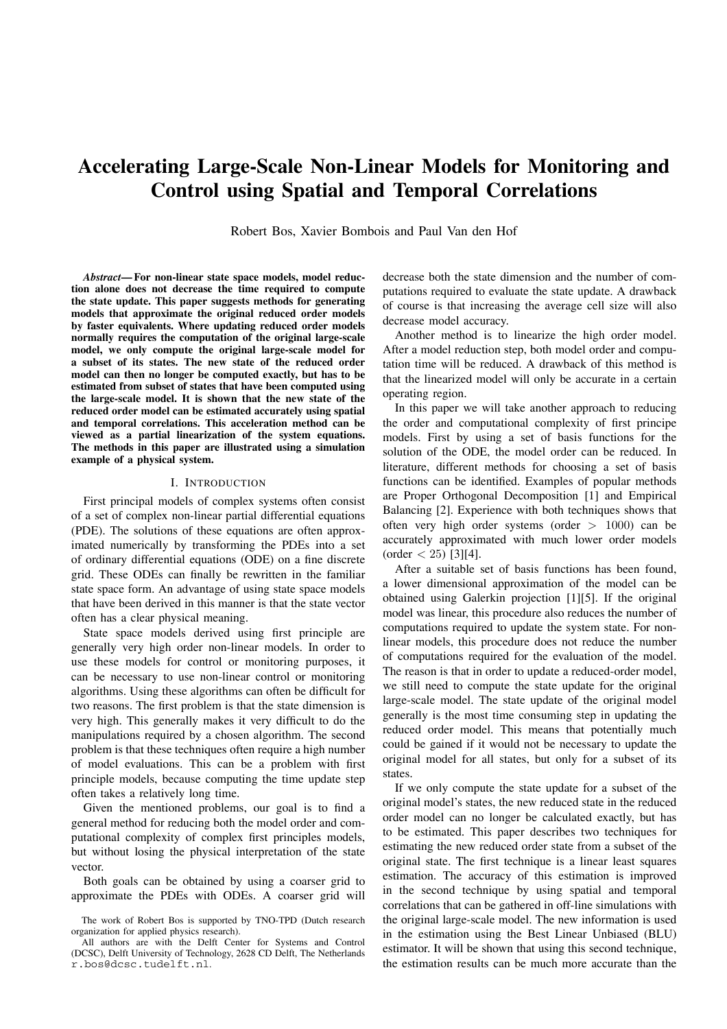# Accelerating Large-Scale Non-Linear Models for Monitoring and Control using Spatial and Temporal Correlations

Robert Bos, Xavier Bombois and Paul Van den Hof

***Abstract*— For non-linear state space models, model reduction alone does not decrease the time required to compute the state update. This paper suggests methods for generating models that approximate the original reduced order models by faster equivalents. Where updating reduced order models normally requires the computation of the original large-scale model, we only compute the original large-scale model for a subset of its states. The new state of the reduced order model can then no longer be computed exactly, but has to be estimated from subset of states that have been computed using the large-scale model. It is shown that the new state of the reduced order model can be estimated accurately using spatial and temporal correlations. This acceleration method can be viewed as a partial linearization of the system equations. The methods in this paper are illustrated using a simulation example of a physical system.**

## I. Introduction

First principal models of complex systems often consist of a set of complex non-linear partial differential equations (PDE). The solutions of these equations are often approximated numerically by transforming the PDEs into a set of ordinary differential equations (ODE) on a fine discrete grid. These ODEs can finally be rewritten in the familiar state space form. An advantage of using state space models that have been derived in this manner is that the state vector often has a clear physical meaning.

State space models derived using first principle are generally very high order non-linear models. In order to use these models for control or monitoring purposes, it can be necessary to use non-linear control or monitoring algorithms. Using these algorithms can often be difficult for two reasons. The first problem is that the state dimension is very high. This generally makes it very difficult to do the manipulations required by a chosen algorithm. The second problem is that these techniques often require a high number of model evaluations. This can be a problem with first principle models, because computing the time update step often takes a relatively long time.

Given the mentioned problems, our goal is to find a general method for reducing both the model order and computational complexity of complex first principles models, but without losing the physical interpretation of the state vector.

Both goals can be obtained by using a coarser grid to approximate the PDEs with ODEs. A coarser grid will decrease both the state dimension and the number of computations required to evaluate the state update. A drawback of course is that increasing the average cell size will also decrease model accuracy.

Another method is to linearize the high order model. After a model reduction step, both model order and computation time will be reduced. A drawback of this method is that the linearized model will only be accurate in a certain operating region.

In this paper we will take another approach to reducing the order and computational complexity of first principe models. First by using a set of basis functions for the solution of the ODE, the model order can be reduced. In literature, different methods for choosing a set of basis functions can be identified. Examples of popular methods are Proper Orthogonal Decomposition [1] and Empirical Balancing [2]. Experience with both techniques shows that often very high order systems (order $> 1000$) can be accurately approximated with much lower order models (order $< 25$) [3][4].

After a suitable set of basis functions has been found, a lower dimensional approximation of the model can be obtained using Galerkin projection [1][5]. If the original model was linear, this procedure also reduces the number of computations required to update the system state. For non-linear models, this procedure does not reduce the number of computations required for the evaluation of the model. The reason is that in order to update a reduced-order model, we still need to compute the state update for the original large-scale model. The state update of the original model generally is the most time consuming step in updating the reduced order model. This means that potentially much could be gained if it would not be necessary to update the original model for all states, but only for a subset of its states.

If we only compute the state update for a subset of the original model's states, the new reduced state in the reduced order model can no longer be calculated exactly, but has to be estimated. This paper describes two techniques for estimating the new reduced order state from a subset of the original state. The first technique is a linear least squares estimation. The accuracy of this estimation is improved in the second technique by using spatial and temporal correlations that can be gathered in off-line simulations with the original large-scale model. The new information is used in the estimation using the Best Linear Unbiased (BLU) estimator. It will be shown that using this second technique, the estimation results can be much more accurate than the

The work of Robert Bos is supported by TNO-TPD (Dutch research organization for applied physics research).

All authors are with the Delft Center for Systems and Control (DCSC), Delft University of Technology, 2628 CD Delft, The Netherlands r.bos@dcsc.tudelft.nl.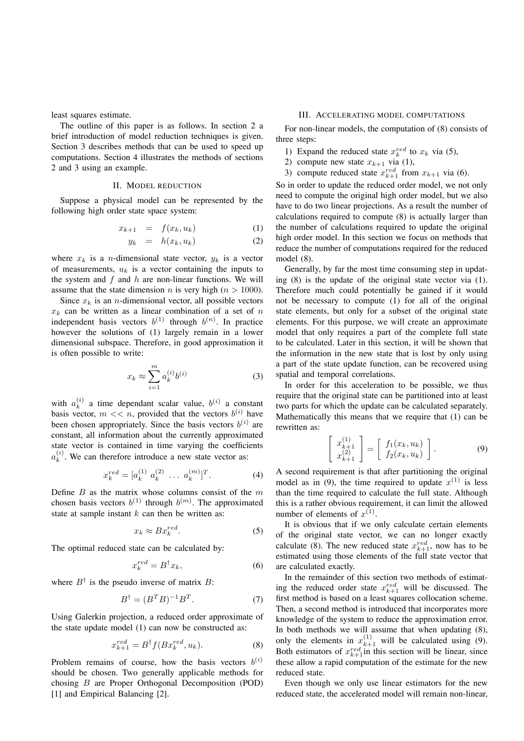least squares estimate.

The outline of this paper is as follows. In section 2 a brief introduction of model reduction techniques is given. Section 3 describes methods that can be used to speed up computations. Section 4 illustrates the methods of sections 2 and 3 using an example.

## II. Model reduction

Suppose a physical model can be represented by the following high order state space system:

$$x_{k+1} = f(x_k, u_k) \tag{1}$$

$$y_k = h(x_k, u_k) \tag{2}$$

where $x_k$ is a $n$-dimensional state vector, $y_k$ is a vector of measurements, $u_k$ is a vector containing the inputs to the system and $f$ and $h$ are non-linear functions. We will assume that the state dimension $n$ is very high ($n > 1000$).

Since $x_k$ is an $n$-dimensional vector, all possible vectors $x_k$ can be written as a linear combination of a set of $n$ independent basis vectors $b^{(1)}$ through $b^{(n)}$. In practice however the solutions of (1) largely remain in a lower dimensional subspace. Therefore, in good approximation it is often possible to write:

$$x_k \approx \sum_{i=1}^{m} a_k^{(i)} b^{(i)} \tag{3}$$

with $a_k^{(i)}$ a time dependant scalar value, $b^{(i)}$ a constant basis vector, $m << n$, provided that the vectors $b^{(i)}$ have been chosen appropriately. Since the basis vectors $b^{(i)}$ are constant, all information about the currently approximated state vector is contained in time varying the coefficients $a_k^{(i)}$. We can therefore introduce a new state vector as:

$$x_k^{red} = [a_k^{(1)} \ a_k^{(2)} \ \ldots \ a_k^{(m)}]^T. \tag{4}$$

Define $B$ as the matrix whose columns consist of the $m$ chosen basis vectors $b^{(1)}$ through $b^{(m)}$. The approximated state at sample instant $k$ can then be written as:

$$x_k \approx B x_k^{red}. \tag{5}$$

The optimal reduced state can be calculated by:

$$x_k^{red} = B^{\dagger} x_k, \tag{6}$$

where $B^{\dagger}$ is the pseudo inverse of matrix $B$:

$$B^{\dagger} = (B^T B)^{-1} B^T. \tag{7}$$

Using Galerkin projection, a reduced order approximate of the state update model (1) can now be constructed as:

$$x_{k+1}^{red} = B^{\dagger} f(B x_k^{red}, u_k). \tag{8}$$

Problem remains of course, how the basis vectors $b^{(i)}$ should be chosen. Two generally applicable methods for chosing $B$ are Proper Orthogonal Decomposition (POD) [1] and Empirical Balancing [2].

## III. Accelerating model computations

For non-linear models, the computation of (8) consists of three steps:

1) Expand the reduced state $x_k^{red}$ to $x_k$ via (5),
2) compute new state $x_{k+1}$ via (1),
3) compute reduced state $x_{k+1}^{red}$ from $x_{k+1}$ via (6).

So in order to update the reduced order model, we not only need to compute the original high order model, but we also have to do two linear projections. As a result the number of calculations required to compute (8) is actually larger than the number of calculations required to update the original high order model. In this section we focus on methods that reduce the number of computations required for the reduced model (8).

Generally, by far the most time consuming step in updating (8) is the update of the original state vector via (1). Therefore much could potentially be gained if it would not be necessary to compute (1) for all of the original state elements, but only for a subset of the original state elements. For this purpose, we will create an approximate model that only requires a part of the complete full state to be calculated. Later in this section, it will be shown that the information in the new state that is lost by only using a part of the state update function, can be recovered using spatial and temporal correlations.

In order for this acceleration to be possible, we thus require that the original state can be partitioned into at least two parts for which the update can be calculated separately. Mathematically this means that we require that (1) can be rewritten as:

$$\begin{bmatrix} x_{k+1}^{(1)} \\ x_{k+1}^{(2)} \end{bmatrix} = \begin{bmatrix} f_1(x_k, u_k) \\ f_2(x_k, u_k) \end{bmatrix}. \tag{9}$$

A second requirement is that after partitioning the original model as in (9), the time required to update $x^{(1)}$ is less than the time required to calculate the full state. Although this is a rather obvious requirement, it can limit the allowed number of elements of $x^{(1)}$.

It is obvious that if we only calculate certain elements of the original state vector, we can no longer exactly calculate (8). The new reduced state $x_{k+1}^{red}$, now has to be estimated using those elements of the full state vector that are calculated exactly.

In the remainder of this section two methods of estimating the reduced order state $x_{k+1}^{red}$ will be discussed. The first method is based on a least squares collocation scheme. Then, a second method is introduced that incorporates more knowledge of the system to reduce the approximation error. In both methods we will assume that when updating (8), only the elements in $x_{k+1}^{(1)}$ will be calculated using (9). Both estimators of $x_{k+1}^{red}$in this section will be linear, since these allow a rapid computation of the estimate for the new reduced state.

Even though we only use linear estimators for the new reduced state, the accelerated model will remain non-linear,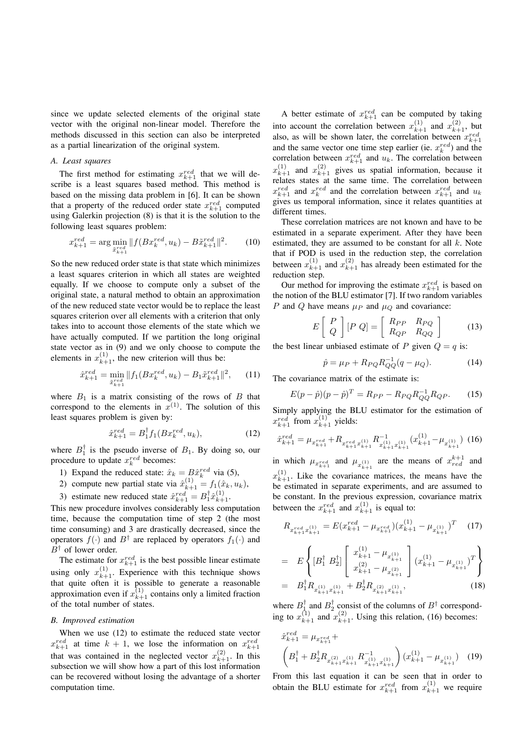since we update selected elements of the original state vector with the original non-linear model. Therefore the methods discussed in this section can also be interpreted as a partial linearization of the original system.

### A. Least squares

The first method for estimating $x^{red}_{k+1}$ that we will describe is a least squares based method. This method is based on the missing data problem in [6]. It can be shown that a property of the reduced order state $x^{red}_{k+1}$ computed using Galerkin projection (8) is that it is the solution to the following least squares problem:

$$x^{red}_{k+1} = \arg\min_{\tilde{x}^{red}_{k+1}} \| f(Bx^{red}_k, u_k) - B\tilde{x}^{red}_{k+1} \|^2. \quad (10)$$

So the new reduced order state is that state which minimizes a least squares criterion in which all states are weighted equally. If we choose to compute only a subset of the original state, a natural method to obtain an approximation of the new reduced state vector would be to replace the least squares criterion over all elements with a criterion that only takes into to account those elements of the state which we have actually computed. If we partition the long original state vector as in (9) and we only choose to compute the elements in $x^{(1)}_{k+1}$, the new criterion will thus be:

$$\hat{x}^{red}_{k+1} = \min_{\tilde{x}^{red}_{k+1}} \| f_1(Bx^{red}_k, u_k) - B_1\tilde{x}^{red}_{k+1} \|^2, \quad (11)$$

where $B_1$ is a matrix consisting of the rows of $B$ that correspond to the elements in $x^{(1)}$. The solution of this least squares problem is given by:

$$\hat{x}^{red}_{k+1} = B_1^{\dagger} f_1(Bx^{red}_k, u_k), \quad (12)$$

where $B_1^{\dagger}$ is the pseudo inverse of $B_1$. By doing so, our procedure to update $x^{red}$ becomes:

1) Expand the reduced state: $\hat{x}_k = B\hat{x}^{red}_k$ via (5),
2) compute new partial state via $\hat{x}^{(1)}_{k+1} = f_1(\hat{x}_k, u_k)$,
3) estimate new reduced state $\hat{x}^{red}_{k+1} = B_1^{\dagger}\hat{x}^{(1)}_{k+1}$.

This new procedure involves considerably less computation time, because the computation time of step 2 (the most time consuming) and 3 are drastically decreased, since the operators $f(\cdot)$ and $B^{\dagger}$ are replaced by operators $f_1(\cdot)$ and $B^{\dagger}$ of lower order.

The estimate for $x^{red}_{k+1}$ is the best possible linear estimate using only $x^{(1)}_{k+1}$. Experience with this technique shows that quite often it is possible to generate a reasonable approximation even if $x^{(1)}_{k+1}$ contains only a limited fraction of the total number of states.

### B. Improved estimation

When we use (12) to estimate the reduced state vector $x^{red}_{k+1}$ at time $k+1$, we lose the information on $x^{red}_{k+1}$ that was contained in the neglected vector $x^{(2)}_{k+1}$. In this subsection we will show how a part of this lost information can be recovered without losing the advantage of a shorter computation time.

A better estimate of $x^{red}_{k+1}$ can be computed by taking into account the correlation between $x^{(1)}_{k+1}$ and $x^{(2)}_{k+1}$, but also, as will be shown later, the correlation between $x^{red}_{k+1}$ and the same vector one time step earlier (ie. $x^{red}_k$) and the correlation between $x^{red}_{k+1}$ and $u_k$. The correlation between $x^{(1)}_{k+1}$ and $x^{(2)}_{k+1}$ gives us spatial information, because it relates states at the same time. The correlation between $x^{red}_{k+1}$ and $x^{red}_k$ and the correlation between $x^{red}_{k+1}$ and $u_k$ gives us temporal information, since it relates quantities at different times.

These correlation matrices are not known and have to be estimated in a separate experiment. After they have been estimated, they are assumed to be constant for all $k$. Note that if POD is used in the reduction step, the correlation between $x^{(1)}_{k+1}$ and $x^{(2)}_{k+1}$ has already been estimated for the reduction step.

Our method for improving the estimate $x^{red}_{k+1}$ is based on the notion of the BLU estimator [7]. If two random variables $P$ and $Q$ have means $\mu_P$ and $\mu_Q$ and covariance:

$$E\begin{bmatrix} P \\ Q \end{bmatrix}[P\ Q] = \begin{bmatrix} R_{PP} & R_{PQ} \\ R_{QP} & R_{QQ} \end{bmatrix} \quad (13)$$

the best linear unbiased estimate of $P$ given $Q = q$ is:

$$\hat{p} = \mu_P + R_{PQ}R_{QQ}^{-1}(q - \mu_Q). \quad (14)$$

The covariance matrix of the estimate is:

$$E(p-\hat{p})(p-\hat{p})^T = R_{PP} - R_{PQ}R_{QQ}^{-1}R_{QP}. \quad (15)$$

Simply applying the BLU estimator for the estimation of $x^{red}_{k+1}$ from $x^{(1)}_{k+1}$ yields:

$$\hat{x}^{red}_{k+1} = \mu_{x^{red}_{k+1}} + R_{x^{red}_{k+1}x^{(1)}_{k+1}} R^{-1}_{x^{(1)}_{k+1}x^{(1)}_{k+1}} (x^{(1)}_{k+1} - \mu_{x^{(1)}_{k+1}}) \quad (16)$$

in which $\mu_{x^{red}_{k+1}}$ and $\mu_{x^{(1)}_{k+1}}$ are the means of $x^{k+1}_{red}$ and $x^{(1)}_{k+1}$. Like the covariance matrices, the means have the be estimated in separate experiments, and are assumed to be constant. In the previous expression, covariance matrix between the $x^{red}_{k+1}$ and $x^{(1)}_{k+1}$ is equal to:

$$R_{x^{red}_{k+1}x^{(1)}_{k+1}} = E(x^{red}_{k+1} - \mu_{x^{red}_{k+1}})(x^{(1)}_{k+1} - \mu_{x^{(1)}_{k+1}})^T \quad (17)$$

$$= E\left\{ [B_1^{\dagger}\ B_2^{\dagger}] \begin{bmatrix} x^{(1)}_{k+1} - \mu_{x^{(1)}_{k+1}} \\ x^{(2)}_{k+1} - \mu_{x^{(2)}_{k+1}} \end{bmatrix} (x^{(1)}_{k+1} - \mu_{x^{(1)}_{k+1}})^T \right\}$$

$$= B_1^{\dagger} R_{x^{(1)}_{k+1}x^{(1)}_{k+1}} + B_2^{\dagger} R_{x^{(2)}_{k+1}x^{(1)}_{k+1}}, \quad (18)$$

where $B_1^{\dagger}$ and $B_2^{\dagger}$ consist of the columns of $B^{\dagger}$ corresponding to $x^{(1)}_{k+1}$ and $x^{(2)}_{k+1}$. Using this relation, (16) becomes:

$$\hat{x}^{red}_{k+1} = \mu_{x^{red}_{k+1}} + \left( B_1^{\dagger} + B_2^{\dagger} R_{x^{(2)}_{k+1}x^{(1)}_{k+1}} R^{-1}_{x^{(1)}_{k+1}x^{(1)}_{k+1}} \right) (x^{(1)}_{k+1} - \mu_{x^{(1)}_{k+1}}) \quad (19)$$

From this last equation it can be seen that in order to obtain the BLU estimate for $x^{red}_{k+1}$ from $x^{(1)}_{k+1}$ we require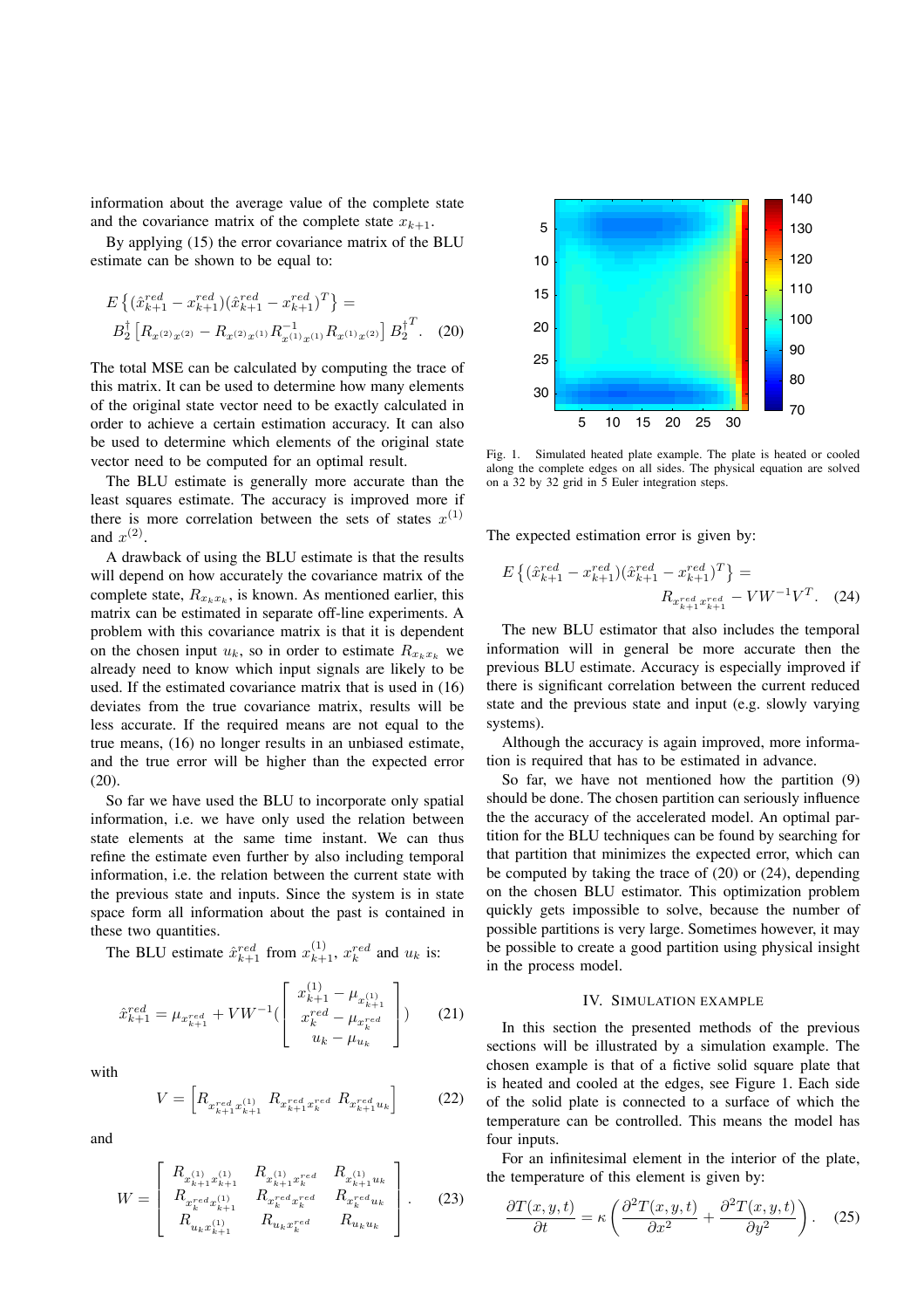information about the average value of the complete state and the covariance matrix of the complete state $x_{k+1}$.

By applying (15) the error covariance matrix of the BLU estimate can be shown to be equal to:

$$E\left\{(\hat{x}^{red}_{k+1} - x^{red}_{k+1})(\hat{x}^{red}_{k+1} - x^{red}_{k+1})^T\right\} = B_2^{\dagger}\left[R_{x^{(2)}x^{(2)}} - R_{x^{(2)}x^{(1)}}R^{-1}_{x^{(1)}x^{(1)}}R_{x^{(1)}x^{(2)}}\right]B_2^{\dagger^T}. \quad (20)$$

The total MSE can be calculated by computing the trace of this matrix. It can be used to determine how many elements of the original state vector need to be exactly calculated in order to achieve a certain estimation accuracy. It can also be used to determine which elements of the original state vector need to be computed for an optimal result.

The BLU estimate is generally more accurate than the least squares estimate. The accuracy is improved more if there is more correlation between the sets of states $x^{(1)}$ and $x^{(2)}$.

A drawback of using the BLU estimate is that the results will depend on how accurately the covariance matrix of the complete state, $R_{x_k x_k}$, is known. As mentioned earlier, this matrix can be estimated in separate off-line experiments. A problem with this covariance matrix is that it is dependent on the chosen input $u_k$, so in order to estimate $R_{x_k x_k}$ we already need to know which input signals are likely to be used. If the estimated covariance matrix that is used in (16) deviates from the true covariance matrix, results will be less accurate. If the required means are not equal to the true means, (16) no longer results in an unbiased estimate, and the true error will be higher than the expected error (20).

So far we have used the BLU to incorporate only spatial information, i.e. we have only used the relation between state elements at the same time instant. We can thus refine the estimate even further by also including temporal information, i.e. the relation between the current state with the previous state and inputs. Since the system is in state space form all information about the past is contained in these two quantities.

The BLU estimate $\hat{x}^{red}_{k+1}$ from $x^{(1)}_{k+1}$, $x^{red}_k$ and $u_k$ is:

$$\hat{x}^{red}_{k+1} = \mu_{x^{red}_{k+1}} + VW^{-1}\left(\begin{bmatrix} x^{(1)}_{k+1} - \mu_{x^{(1)}_{k+1}} \\ x^{red}_k - \mu_{x^{red}_k} \\ u_k - \mu_{u_k} \end{bmatrix}\right) \quad (21)$$

with

$$V = \begin{bmatrix} R_{x^{red}_{k+1}x^{(1)}_{k+1}} & R_{x^{red}_{k+1}x^{red}_k} & R_{x^{red}_{k+1}u_k} \end{bmatrix} \quad (22)$$

and

$$W = \begin{bmatrix} R_{x^{(1)}_{k+1}x^{(1)}_{k+1}} & R_{x^{(1)}_{k+1}x^{red}_k} & R_{x^{(1)}_{k+1}u_k} \\ R_{x^{red}_k x^{(1)}_{k+1}} & R_{x^{red}_k x^{red}_k} & R_{x^{red}_k u_k} \\ R_{u_k x^{(1)}_{k+1}} & R_{u_k x^{red}_k} & R_{u_k u_k} \end{bmatrix}. \quad (23)$$

Fig. 1. Simulated heated plate example. The plate is heated or cooled along the complete edges on all sides. The physical equation are solved on a 32 by 32 grid in 5 Euler integration steps.

The expected estimation error is given by:

$$E\left\{(\hat{x}^{red}_{k+1} - x^{red}_{k+1})(\hat{x}^{red}_{k+1} - x^{red}_{k+1})^T\right\} = R_{x^{red}_{k+1}x^{red}_{k+1}} - VW^{-1}V^T. \quad (24)$$

The new BLU estimator that also includes the temporal information will in general be more accurate then the previous BLU estimate. Accuracy is especially improved if there is significant correlation between the current reduced state and the previous state and input (e.g. slowly varying systems).

Although the accuracy is again improved, more information is required that has to be estimated in advance.

So far, we have not mentioned how the partition (9) should be done. The chosen partition can seriously influence the the accuracy of the accelerated model. An optimal partition for the BLU techniques can be found by searching for that partition that minimizes the expected error, which can be computed by taking the trace of (20) or (24), depending on the chosen BLU estimator. This optimization problem quickly gets impossible to solve, because the number of possible partitions is very large. Sometimes however, it may be possible to create a good partition using physical insight in the process model.

## IV. Simulation Example

In this section the presented methods of the previous sections will be illustrated by a simulation example. The chosen example is that of a fictive solid square plate that is heated and cooled at the edges, see Figure 1. Each side of the solid plate is connected to a surface of which the temperature can be controlled. This means the model has four inputs.

For an infinitesimal element in the interior of the plate, the temperature of this element is given by:

$$\frac{\partial T(x,y,t)}{\partial t} = \kappa\left(\frac{\partial^2 T(x,y,t)}{\partial x^2} + \frac{\partial^2 T(x,y,t)}{\partial y^2}\right). \quad (25)$$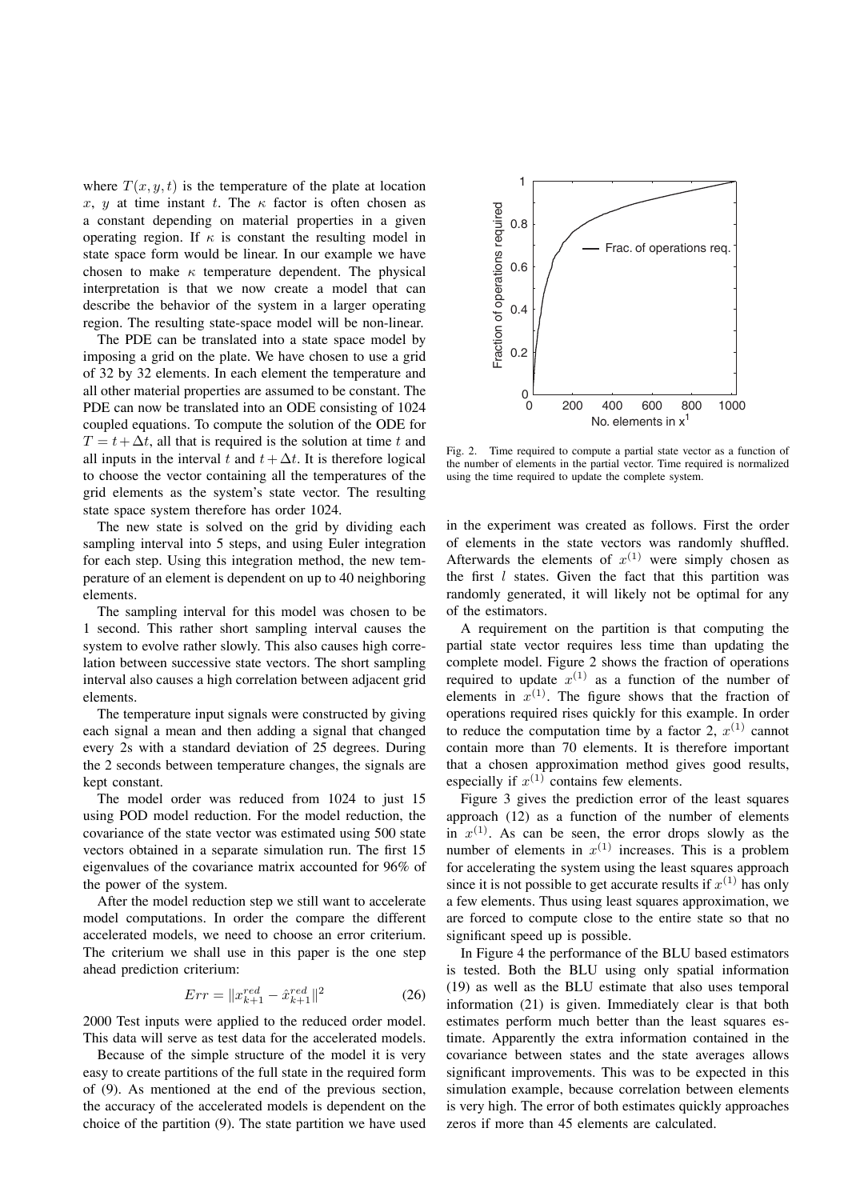where $T(x, y, t)$ is the temperature of the plate at location $x$, $y$ at time instant $t$. The $\kappa$ factor is often chosen as a constant depending on material properties in a given operating region. If $\kappa$ is constant the resulting model in state space form would be linear. In our example we have chosen to make $\kappa$ temperature dependent. The physical interpretation is that we now create a model that can describe the behavior of the system in a larger operating region. The resulting state-space model will be non-linear.

The PDE can be translated into a state space model by imposing a grid on the plate. We have chosen to use a grid of 32 by 32 elements. In each element the temperature and all other material properties are assumed to be constant. The PDE can now be translated into an ODE consisting of 1024 coupled equations. To compute the solution of the ODE for $T = t + \Delta t$, all that is required is the solution at time $t$ and all inputs in the interval $t$ and $t + \Delta t$. It is therefore logical to choose the vector containing all the temperatures of the grid elements as the system's state vector. The resulting state space system therefore has order 1024.

The new state is solved on the grid by dividing each sampling interval into 5 steps, and using Euler integration for each step. Using this integration method, the new temperature of an element is dependent on up to 40 neighboring elements.

The sampling interval for this model was chosen to be 1 second. This rather short sampling interval causes the system to evolve rather slowly. This also causes high correlation between successive state vectors. The short sampling interval also causes a high correlation between adjacent grid elements.

The temperature input signals were constructed by giving each signal a mean and then adding a signal that changed every 2s with a standard deviation of 25 degrees. During the 2 seconds between temperature changes, the signals are kept constant.

The model order was reduced from 1024 to just 15 using POD model reduction. For the model reduction, the covariance of the state vector was estimated using 500 state vectors obtained in a separate simulation run. The first 15 eigenvalues of the covariance matrix accounted for 96% of the power of the system.

After the model reduction step we still want to accelerate model computations. In order the compare the different accelerated models, we need to choose an error criterium. The criterium we shall use in this paper is the one step ahead prediction criterium:

$$Err = \|x_{k+1}^{red} - \hat{x}_{k+1}^{red}\|^2 \tag{26}$$

2000 Test inputs were applied to the reduced order model. This data will serve as test data for the accelerated models.

Because of the simple structure of the model it is very easy to create partitions of the full state in the required form of (9). As mentioned at the end of the previous section, the accuracy of the accelerated models is dependent on the choice of the partition (9). The state partition we have used in the experiment was created as follows. First the order of elements in the state vectors was randomly shuffled. Afterwards the elements of $x^{(1)}$ were simply chosen as the first $l$ states. Given the fact that this partition was randomly generated, it will likely not be optimal for any of the estimators.

Fig. 2. Time required to compute a partial state vector as a function of the number of elements in the partial vector. Time required is normalized using the time required to update the complete system.

A requirement on the partition is that computing the partial state vector requires less time than updating the complete model. Figure 2 shows the fraction of operations required to update $x^{(1)}$ as a function of the number of elements in $x^{(1)}$. The figure shows that the fraction of operations required rises quickly for this example. In order to reduce the computation time by a factor 2, $x^{(1)}$ cannot contain more than 70 elements. It is therefore important that a chosen approximation method gives good results, especially if $x^{(1)}$ contains few elements.

Figure 3 gives the prediction error of the least squares approach (12) as a function of the number of elements in $x^{(1)}$. As can be seen, the error drops slowly as the number of elements in $x^{(1)}$ increases. This is a problem for accelerating the system using the least squares approach since it is not possible to get accurate results if $x^{(1)}$ has only a few elements. Thus using least squares approximation, we are forced to compute close to the entire state so that no significant speed up is possible.

In Figure 4 the performance of the BLU based estimators is tested. Both the BLU using only spatial information (19) as well as the BLU estimate that also uses temporal information (21) is given. Immediately clear is that both estimates perform much better than the least squares estimate. Apparently the extra information contained in the covariance between states and the state averages allows significant improvements. This was to be expected in this simulation example, because correlation between elements is very high. The error of both estimates quickly approaches zeros if more than 45 elements are calculated.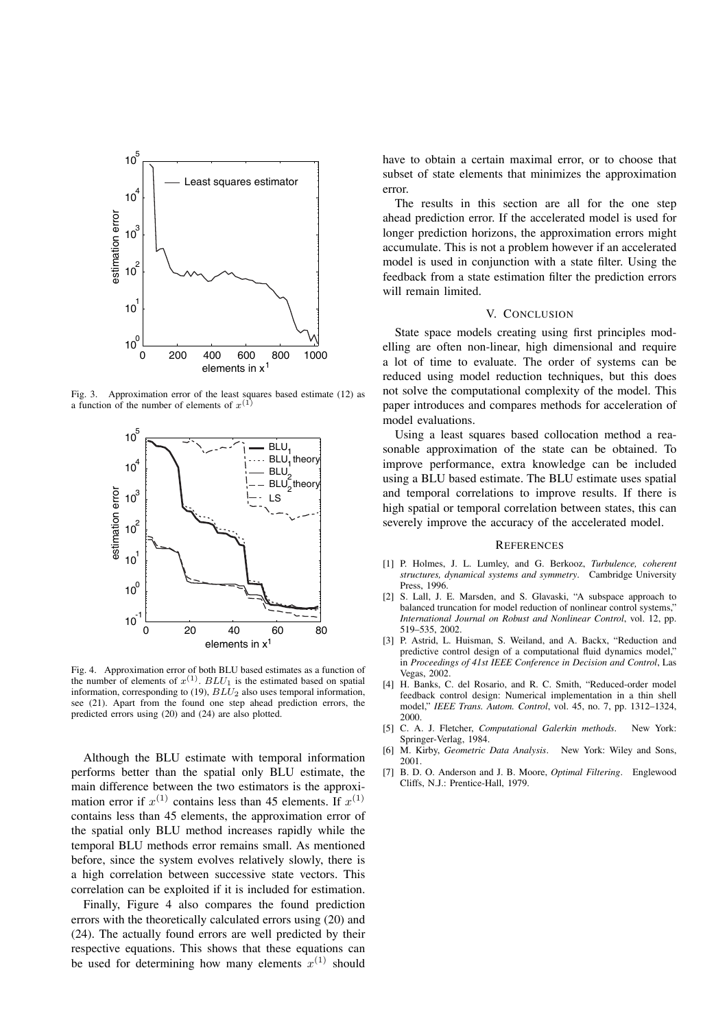Least squares estimator

estimation error

elements in x¹

$10^5$ $10^4$ $10^3$ $10^2$ $10^1$ $10^0$

0 200 400 600 800 1000

Fig. 3. Approximation error of the least squares based estimate (12) as a function of the number of elements of $x^{(1)}$

BLU₁
BLU₁ theory
BLU₂
BLU₂ theory
LS

estimation error

elements in x¹

$10^5$ $10^4$ $10^3$ $10^2$ $10^1$ $10^0$ $10^{-1}$

0 20 40 60 80

Fig. 4. Approximation error of both BLU based estimates as a function of the number of elements of $x^{(1)}$. $BLU_1$ is the estimated based on spatial information, corresponding to (19), $BLU_2$ also uses temporal information, see (21). Apart from the found one step ahead prediction errors, the predicted errors using (20) and (24) are also plotted.

Although the BLU estimate with temporal information performs better than the spatial only BLU estimate, the main difference between the two estimators is the approximation error if $x^{(1)}$ contains less than 45 elements. If $x^{(1)}$ contains less than 45 elements, the approximation error of the spatial only BLU method increases rapidly while the temporal BLU methods error remains small. As mentioned before, since the system evolves relatively slowly, there is a high correlation between successive state vectors. This correlation can be exploited if it is included for estimation.

Finally, Figure 4 also compares the found prediction errors with the theoretically calculated errors using (20) and (24). The actually found errors are well predicted by their respective equations. This shows that these equations can be used for determining how many elements $x^{(1)}$ should have to obtain a certain maximal error, or to choose that subset of state elements that minimizes the approximation error.

The results in this section are all for the one step ahead prediction error. If the accelerated model is used for longer prediction horizons, the approximation errors might accumulate. This is not a problem however if an accelerated model is used in conjunction with a state filter. Using the feedback from a state estimation filter the prediction errors will remain limited.

## V. Conclusion

State space models creating using first principles modelling are often non-linear, high dimensional and require a lot of time to evaluate. The order of systems can be reduced using model reduction techniques, but this does not solve the computational complexity of the model. This paper introduces and compares methods for acceleration of model evaluations.

Using a least squares based collocation method a reasonable approximation of the state can be obtained. To improve performance, extra knowledge can be included using a BLU based estimate. The BLU estimate uses spatial and temporal correlations to improve results. If there is high spatial or temporal correlation between states, this can severely improve the accuracy of the accelerated model.

## References

[1] P. Holmes, J. L. Lumley, and G. Berkooz, *Turbulence, coherent structures, dynamical systems and symmetry*. Cambridge University Press, 1996.

[2] S. Lall, J. E. Marsden, and S. Glavaski, "A subspace approach to balanced truncation for model reduction of nonlinear control systems," *International Journal on Robust and Nonlinear Control*, vol. 12, pp. 519–535, 2002.

[3] P. Astrid, L. Huisman, S. Weiland, and A. Backx, "Reduction and predictive control design of a computational fluid dynamics model," in *Proceedings of 41st IEEE Conference in Decision and Control*, Las Vegas, 2002.

[4] H. Banks, C. del Rosario, and R. C. Smith, "Reduced-order model feedback control design: Numerical implementation in a thin shell model," *IEEE Trans. Autom. Control*, vol. 45, no. 7, pp. 1312–1324, 2000.

[5] C. A. J. Fletcher, *Computational Galerkin methods*. New York: Springer-Verlag, 1984.

[6] M. Kirby, *Geometric Data Analysis*. New York: Wiley and Sons, 2001.

[7] B. D. O. Anderson and J. B. Moore, *Optimal Filtering*. Englewood Cliffs, N.J.: Prentice-Hall, 1979.